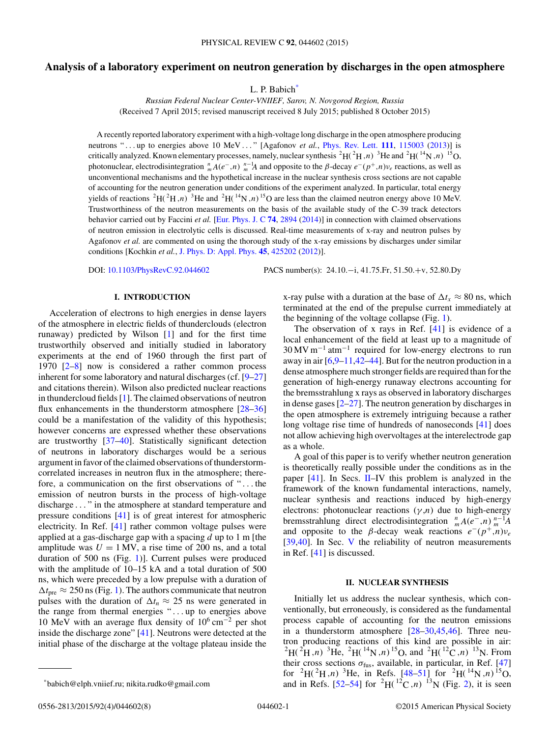# Analysis of a laboratory experiment on neutron generation by discharges in the open atmosphere

L. P. Babich[*]

*Russian Federal Nuclear Center-VNIIEF, Sarov, N. Novgorod Region, Russia*

(Received 7 April 2015; revised manuscript received 8 July 2015; published 8 October 2015)

A recently reported laboratory experiment with a high-voltage long discharge in the open atmosphere producing neutrons "... up to energies above 10 MeV..." [Agafonov *et al.*, Phys. Rev. Lett. **111**, 115003 (2013)] is critically analyzed. Known elementary processes, namely, nuclear synthesis $^2\mathrm{H}(^2\mathrm{H},n)\ ^3\mathrm{He}$ and $^2\mathrm{H}(^{14}\mathrm{N},n)\ ^{15}\mathrm{O}$, photonuclear, electrodisintegration $^n_mA(e^-,n)\ ^{n-1}_mA$ and opposite to the $\beta$-decay $e^-(p^+,n)\nu_e$ reactions, as well as unconventional mechanisms and the hypothetical increase in the nuclear synthesis cross sections are not capable of accounting for the neutron generation under conditions of the experiment analyzed. In particular, total energy yields of reactions $^2\mathrm{H}(^2\mathrm{H},n)\ ^3\mathrm{He}$ and $^2\mathrm{H}(^{14}\mathrm{N},n)\ ^{15}\mathrm{O}$ are less than the claimed neutron energy above 10 MeV. Trustworthiness of the neutron measurements on the basis of the available study of the C-39 track detectors behavior carried out by Faccini *et al.* [Eur. Phys. J. C **74**, 2894 (2014)] in connection with claimed observations of neutron emission in electrolytic cells is discussed. Real-time measurements of x-ray and neutron pulses by Agafonov *et al.* are commented on using the thorough study of the x-ray emissions by discharges under similar conditions [Kochkin *et al.*, J. Phys. D: Appl. Phys. **45**, 425202 (2012)].

DOI: 10.1103/PhysRevC.92.044602

PACS number(s): 24.10.−i, 41.75.Fr, 51.50.+v, 52.80.Dy

## I. INTRODUCTION

Acceleration of electrons to high energies in dense layers of the atmosphere in electric fields of thunderclouds (electron runaway) predicted by Wilson [1] and for the first time trustworthily observed and initially studied in laboratory experiments at the end of 1960 through the first part of 1970 [2–8] now is considered a rather common process inherent for some laboratory and natural discharges (cf. [9–27] and citations therein). Wilson also predicted nuclear reactions in thundercloud fields [1]. The claimed observations of neutron flux enhancements in the thunderstorm atmosphere [28–36] could be a manifestation of the validity of this hypothesis; however concerns are expressed whether these observations are trustworthy [37–40]. Statistically significant detection of neutrons in laboratory discharges would be a serious argument in favor of the claimed observations of thunderstorm-correlated increases in neutron flux in the atmosphere; therefore, a communication on the first observations of "... the emission of neutron bursts in the process of high-voltage discharge..." in the atmosphere at standard temperature and pressure conditions [41] is of great interest for atmospheric electricity. In Ref. [41] rather common voltage pulses were applied at a gas-discharge gap with a spacing $d$ up to 1 m [the amplitude was $U = 1$ MV, a rise time of 200 ns, and a total duration of 500 ns (Fig. 1)]. Current pulses were produced with the amplitude of 10–15 kA and a total duration of 500 ns, which were preceded by a low prepulse with a duration of $\Delta t_{\mathrm{pre}} \approx 250$ ns (Fig. 1). The authors communicate that neutron pulses with the duration of $\Delta t_n \approx 25$ ns were generated in the range from thermal energies "... up to energies above 10 MeV with an average flux density of $10^6\ \mathrm{cm}^{-2}$ per shot inside the discharge zone" [41]. Neutrons were detected at the initial phase of the discharge at the voltage plateau inside the x-ray pulse with a duration at the base of $\Delta t_x \approx 80$ ns, which terminated at the end of the prepulse current immediately at the beginning of the voltage collapse (Fig. 1).

The observation of x rays in Ref. [41] is evidence of a local enhancement of the field at least up to a magnitude of $30\ \mathrm{MV\ m^{-1}\ atm^{-1}}$ required for low-energy electrons to run away in air [6,9–11,42–44]. But for the neutron production in a dense atmosphere much stronger fields are required than for the generation of high-energy runaway electrons accounting for the bremsstrahlung x rays as observed in laboratory discharges in dense gases [2–27]. The neutron generation by discharges in the open atmosphere is extremely intriguing because a rather long voltage rise time of hundreds of nanoseconds [41] does not allow achieving high overvoltages at the interelectrode gap as a whole.

A goal of this paper is to verify whether neutron generation is theoretically really possible under the conditions as in the paper [41]. In Secs. II–IV this problem is analyzed in the framework of the known fundamental interactions, namely, nuclear synthesis and reactions induced by high-energy electrons: photonuclear reactions $(\gamma,n)$ due to high-energy bremsstrahlung direct electrodisintegration $^n_mA(e^-,n)\ ^{n-1}_mA$ and opposite to the $\beta$-decay weak reactions $e^-(p^+,n)\nu_e$ [39,40]. In Sec. V the reliability of neutron measurements in Ref. [41] is discussed.

## II. NUCLEAR SYNTHESIS

Initially let us address the nuclear synthesis, which conventionally, but erroneously, is considered as the fundamental process capable of accounting for the neutron emissions in a thunderstorm atmosphere [28–30,45,46]. Three neutron producing reactions of this kind are possible in air: $^2\mathrm{H}(^2\mathrm{H},n)\ ^3\mathrm{He}$, $^2\mathrm{H}(^{14}\mathrm{N},n)\ ^{15}\mathrm{O}$, and $^2\mathrm{H}(^{12}\mathrm{C},n)\ ^{13}\mathrm{N}$. From their cross sections $\sigma_{\mathrm{fus}}$, available, in particular, in Ref. [47] for $^2\mathrm{H}(^2\mathrm{H},n)\ ^3\mathrm{He}$, in Refs. [48–51] for $^2\mathrm{H}(^{14}\mathrm{N},n)\ ^{15}\mathrm{O}$, and in Refs. [52–54] for $^2\mathrm{H}(^{12}\mathrm{C},n)\ ^{13}\mathrm{N}$ (Fig. 2), it is seen

[*]babich@elph.vniief.ru; nikita.rudko@gmail.com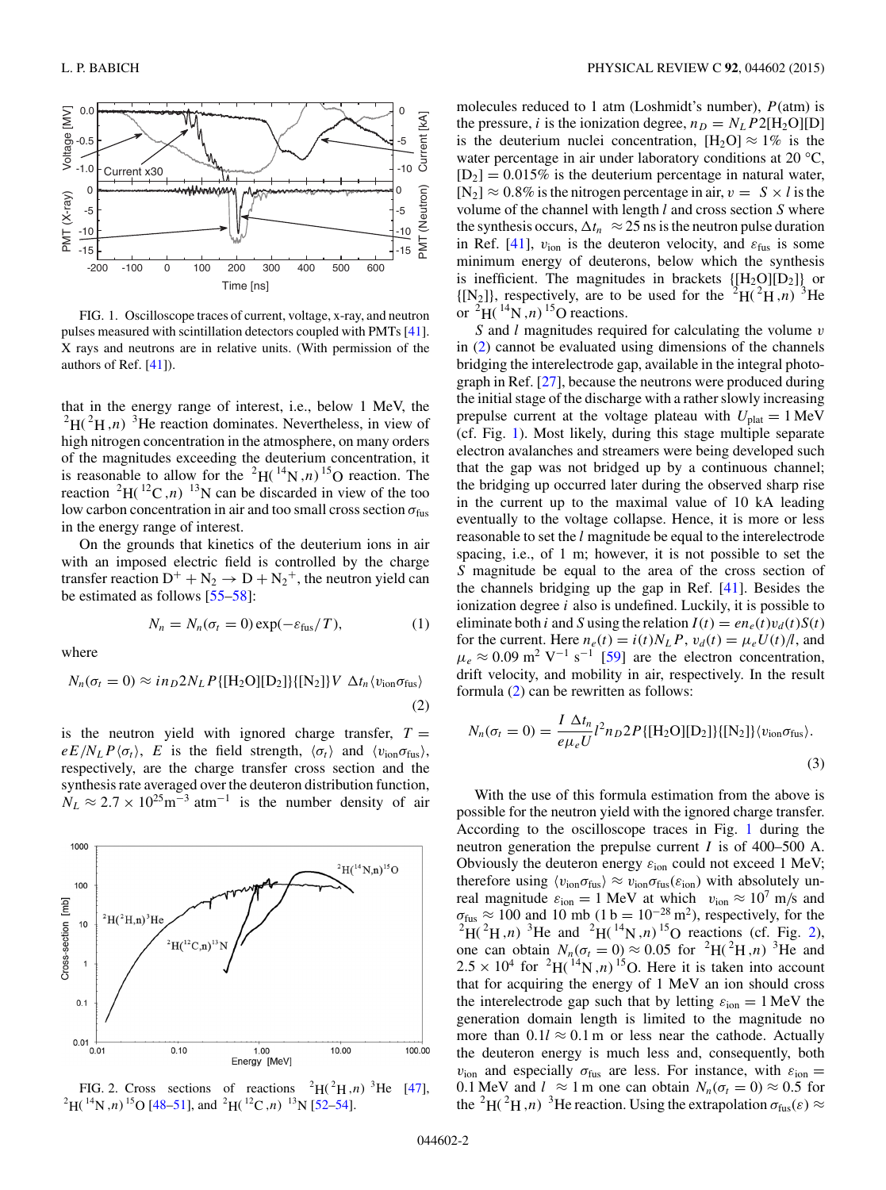Voltage [MV]

0.0

-0.5

-1.0

Current x30

Current [kA]

0

-5

-10

PMT (X-ray)

0

-5

-10

-15

PMT (Neutron)

0

-5

-10

-15

-200 -100 0 100 200 300 400 500 600

Time [ns]

FIG. 1. Oscilloscope traces of current, voltage, x-ray, and neutron pulses measured with scintillation detectors coupled with PMTs [41]. X rays and neutrons are in relative units. (With permission of the authors of Ref. [41]).

that in the energy range of interest, i.e., below 1 MeV, the $^2$H($^2$H,$n$) $^3$He reaction dominates. Nevertheless, in view of high nitrogen concentration in the atmosphere, on many orders of the magnitudes exceeding the deuterium concentration, it is reasonable to allow for the $^2$H($^{14}$N,$n$)$^{15}$O reaction. The reaction $^2$H($^{12}$C,$n$) $^{13}$N can be discarded in view of the too low carbon concentration in air and too small cross section $\sigma_{\text{fus}}$ in the energy range of interest.

On the grounds that kinetics of the deuterium ions in air with an imposed electric field is controlled by the charge transfer reaction $D^+ + N_2 \rightarrow D + {N_2}^+$, the neutron yield can be estimated as follows [55–58]:

$$N_n = N_n(\sigma_t = 0)\exp(-\varepsilon_{\text{fus}}/T), \tag{1}$$

where

$$N_n(\sigma_t = 0) \approx i n_D 2 N_L P\{[\text{H}_2\text{O}][\text{D}_2]\}\{[\text{N}_2]\} V\ \Delta t_n \langle v_{\text{ion}}\sigma_{\text{fus}}\rangle \tag{2}$$

is the neutron yield with ignored charge transfer, $T = eE/N_L P\langle\sigma_t\rangle$, $E$ is the field strength, $\langle\sigma_t\rangle$ and $\langle v_{\text{ion}}\sigma_{\text{fus}}\rangle$, respectively, are the charge transfer cross section and the synthesis rate averaged over the deuteron distribution function, $N_L \approx 2.7 \times 10^{25}\text{m}^{-3}\ \text{atm}^{-1}$ is the number density of air molecules reduced to 1 atm (Loshmidt's number), $P$(atm) is the pressure, $i$ is the ionization degree, $n_D = N_L P 2[\text{H}_2\text{O}][\text{D}]$ is the deuterium nuclei concentration, $[\text{H}_2\text{O}] \approx 1\%$ is the water percentage in air under laboratory conditions at 20 °C, $[\text{D}_2] = 0.015\%$ is the deuterium percentage in natural water, $[\text{N}_2] \approx 0.8\%$ is the nitrogen percentage in air, $v = S \times l$ is the volume of the channel with length $l$ and cross section $S$ where the synthesis occurs, $\Delta t_n \approx 25$ ns is the neutron pulse duration in Ref. [41], $v_{\text{ion}}$ is the deuteron velocity, and $\varepsilon_{\text{fus}}$ is some minimum energy of deuterons, below which the synthesis is inefficient. The magnitudes in brackets $\{[\text{H}_2\text{O}][\text{D}_2]\}$ or $\{[\text{N}_2]\}$, respectively, are to be used for the $^2$H($^2$H,$n$) $^3$He or $^2$H($^{14}$N,$n$)$^{15}$O reactions.

$S$ and $l$ magnitudes required for calculating the volume $v$ in (2) cannot be evaluated using dimensions of the channels bridging the interelectrode gap, available in the integral photograph in Ref. [27], because the neutrons were produced during the initial stage of the discharge with a rather slowly increasing prepulse current at the voltage plateau with $U_{\text{plat}} = 1$ MeV (cf. Fig. 1). Most likely, during this stage multiple separate electron avalanches and streamers were being developed such that the gap was not bridged up by a continuous channel; the bridging up occurred later during the observed sharp rise in the current up to the maximal value of 10 kA leading eventually to the voltage collapse. Hence, it is more or less reasonable to set the $l$ magnitude be equal to the interelectrode spacing, i.e., of 1 m; however, it is not possible to set the $S$ magnitude be equal to the area of the cross section of the channels bridging up the gap in Ref. [41]. Besides the ionization degree $i$ also is undefined. Luckily, it is possible to eliminate both $i$ and $S$ using the relation $I(t) = e n_e(t) v_d(t) S(t)$ for the current. Here $n_e(t) = i(t) N_L P$, $v_d(t) = \mu_e U(t)/l$, and $\mu_e \approx 0.09\ \text{m}^2\ \text{V}^{-1}\ \text{s}^{-1}$ [59] are the electron concentration, drift velocity, and mobility in air, respectively. In the result formula (2) can be rewritten as follows:

$$N_n(\sigma_t = 0) = \frac{I\ \Delta t_n}{e\mu_e U} l^2 n_D 2P\{[\text{H}_2\text{O}][\text{D}_2]\}\{[\text{N}_2]\}\langle v_{\text{ion}}\sigma_{\text{fus}}\rangle. \tag{3}$$

With the use of this formula estimation from the above is possible for the neutron yield with the ignored charge transfer. According to the oscilloscope traces in Fig. 1 during the neutron generation the prepulse current $I$ is of 400–500 A. Obviously the deuteron energy $\varepsilon_{\text{ion}}$ could not exceed 1 MeV; therefore using $\langle v_{\text{ion}}\sigma_{\text{fus}}\rangle \approx v_{\text{ion}}\sigma_{\text{fus}}(\varepsilon_{\text{ion}})$ with absolutely unreal magnitude $\varepsilon_{\text{ion}} = 1$ MeV at which $v_{\text{ion}} \approx 10^7$ m/s and $\sigma_{\text{fus}} \approx 100$ and 10 mb ($1\ \text{b} = 10^{-28}\ \text{m}^2$), respectively, for the $^2$H($^2$H,$n$) $^3$He and $^2$H($^{14}$N,$n$)$^{15}$O reactions (cf. Fig. 2), one can obtain $N_n(\sigma_t = 0) \approx 0.05$ for $^2$H($^2$H,$n$) $^3$He and $2.5 \times 10^4$ for $^2$H($^{14}$N,$n$)$^{15}$O. Here it is taken into account that for acquiring the energy of 1 MeV an ion should cross the interelectrode gap such that by letting $\varepsilon_{\text{ion}} = 1$ MeV the generation domain length is limited to the magnitude no more than $0.1l \approx 0.1$ m or less near the cathode. Actually the deuteron energy is much less and, consequently, both $v_{\text{ion}}$ and especially $\sigma_{\text{fus}}$ are less. For instance, with $\varepsilon_{\text{ion}} = 0.1$ MeV and $l \approx 1$ m one can obtain $N_n(\sigma_t = 0) \approx 0.5$ for the $^2$H($^2$H,$n$) $^3$He reaction. Using the extrapolation $\sigma_{\text{fus}}(\varepsilon) \approx$

Cross-section [mb]

1000

100

10

1

0.1

0.01

0.01 0.10 1.00 10.00 100.00

Energy [MeV]

$^2$H($^{14}$N,n)$^{15}$O

$^2$H($^2$H,n)$^3$He

$^2$H($^{12}$C,n)$^{13}$N

FIG. 2. Cross sections of reactions $^2$H($^2$H,$n$) $^3$He [47], $^2$H($^{14}$N,$n$)$^{15}$O [48–51], and $^2$H($^{12}$C,$n$) $^{13}$N [52–54].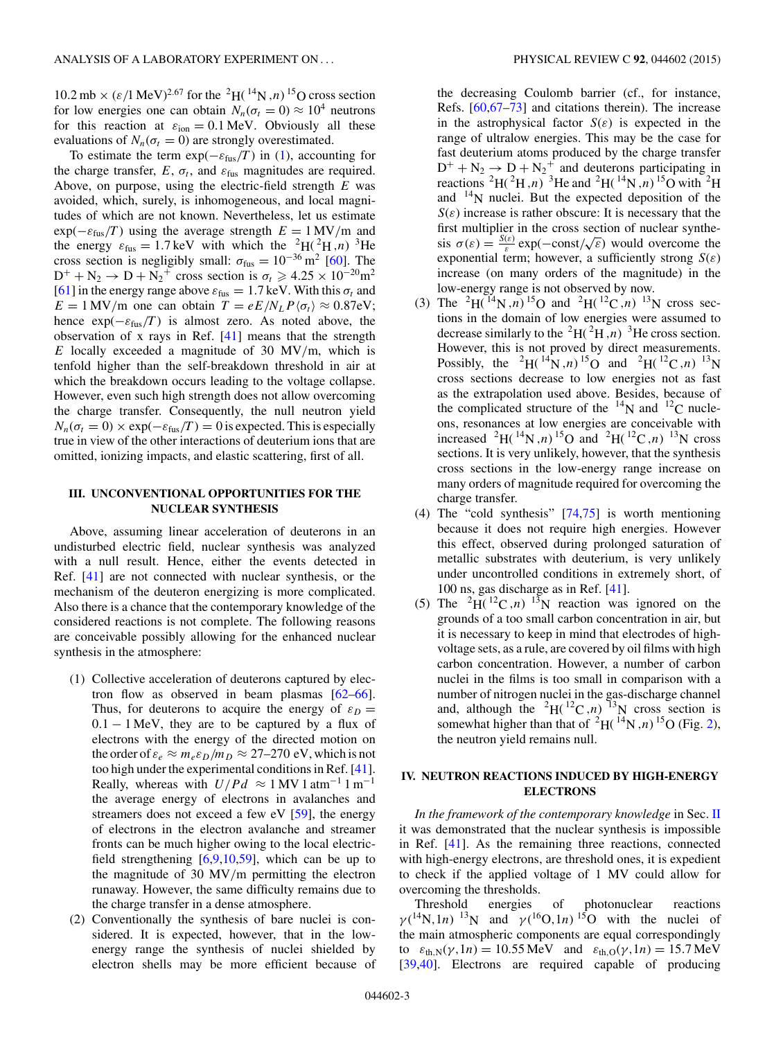$10.2\,\text{mb} \times (\varepsilon/1\,\text{MeV})^{2.67}$ for the ${}^2\text{H}({}^{14}\text{N},n)\,{}^{15}\text{O}$ cross section for low energies one can obtain $N_n(\sigma_t = 0) \approx 10^4$ neutrons for this reaction at $\varepsilon_{\text{ion}} = 0.1\,\text{MeV}$. Obviously all these evaluations of $N_n(\sigma_t = 0)$ are strongly overestimated.

To estimate the term $\exp(-\varepsilon_{\text{fus}}/T)$ in (1), accounting for the charge transfer, $E$, $\sigma_t$, and $\varepsilon_{\text{fus}}$ magnitudes are required. Above, on purpose, using the electric-field strength $E$ was avoided, which, surely, is inhomogeneous, and local magnitudes of which are not known. Nevertheless, let us estimate $\exp(-\varepsilon_{\text{fus}}/T)$ using the average strength $E = 1\,\text{MV/m}$ and the energy $\varepsilon_{\text{fus}} = 1.7\,\text{keV}$ with which the ${}^2\text{H}({}^2\text{H},n)\,{}^3\text{He}$ cross section is negligibly small: $\sigma_{\text{fus}} = 10^{-36}\,\text{m}^2$ [60]. The $\text{D}^+ + \text{N}_2 \rightarrow \text{D} + \text{N}_2{}^+$ cross section is $\sigma_t \geqslant 4.25 \times 10^{-20}\text{m}^2$ [61] in the energy range above $\varepsilon_{\text{fus}} = 1.7\,\text{keV}$. With this $\sigma_t$ and $E = 1\,\text{MV/m}$ one can obtain $T = eE/N_L P\langle\sigma_t\rangle \approx 0.87\text{eV}$; hence $\exp(-\varepsilon_{\text{fus}}/T)$ is almost zero. As noted above, the observation of x rays in Ref. [41] means that the strength $E$ locally exceeded a magnitude of 30 MV/m, which is tenfold higher than the self-breakdown threshold in air at which the breakdown occurs leading to the voltage collapse. However, even such high strength does not allow overcoming the charge transfer. Consequently, the null neutron yield $N_n(\sigma_t = 0) \times \exp(-\varepsilon_{\text{fus}}/T) = 0$ is expected. This is especially true in view of the other interactions of deuterium ions that are omitted, ionizing impacts, and elastic scattering, first of all.

## III. UNCONVENTIONAL OPPORTUNITIES FOR THE NUCLEAR SYNTHESIS

Above, assuming linear acceleration of deuterons in an undisturbed electric field, nuclear synthesis was analyzed with a null result. Hence, either the events detected in Ref. [41] are not connected with nuclear synthesis, or the mechanism of the deuteron energizing is more complicated. Also there is a chance that the contemporary knowledge of the considered reactions is not complete. The following reasons are conceivable possibly allowing for the enhanced nuclear synthesis in the atmosphere:

(1) Collective acceleration of deuterons captured by electron flow as observed in beam plasmas [62–66]. Thus, for deuterons to acquire the energy of $\varepsilon_D = 0.1 - 1\,\text{MeV}$, they are to be captured by a flux of electrons with the energy of the directed motion on the order of $\varepsilon_e \approx m_e\varepsilon_D/m_D \approx 27$–$270$ eV, which is not too high under the experimental conditions in Ref. [41]. Really, whereas with $U/Pd \approx 1\,\text{MV}\,1\,\text{atm}^{-1}\,1\,\text{m}^{-1}$ the average energy of electrons in avalanches and streamers does not exceed a few eV [59], the energy of electrons in the electron avalanche and streamer fronts can be much higher owing to the local electric-field strengthening [6,9,10,59], which can be up to the magnitude of 30 MV/m permitting the electron runaway. However, the same difficulty remains due to the charge transfer in a dense atmosphere.

(2) Conventionally the synthesis of bare nuclei is considered. It is expected, however, that in the low-energy range the synthesis of nuclei shielded by electron shells may be more efficient because of the decreasing Coulomb barrier (cf., for instance, Refs. [60,67–73] and citations therein). The increase in the astrophysical factor $S(\varepsilon)$ is expected in the range of ultralow energies. This may be the case for fast deuterium atoms produced by the charge transfer $\text{D}^+ + \text{N}_2 \rightarrow \text{D} + \text{N}_2{}^+$ and deuterons participating in reactions ${}^2\text{H}({}^2\text{H},n)\,{}^3\text{He}$ and ${}^2\text{H}({}^{14}\text{N},n)\,{}^{15}\text{O}$ with ${}^2\text{H}$ and ${}^{14}\text{N}$ nuclei. But the expected deposition of the $S(\varepsilon)$ increase is rather obscure: It is necessary that the first multiplier in the cross section of nuclear synthesis $\sigma(\varepsilon) = \frac{S(\varepsilon)}{\varepsilon}\exp(-\text{const}/\sqrt{\varepsilon})$ would overcome the exponential term; however, a sufficiently strong $S(\varepsilon)$ increase (on many orders of the magnitude) in the low-energy range is not observed by now.

(3) The ${}^2\text{H}({}^{14}\text{N},n)\,{}^{15}\text{O}$ and ${}^2\text{H}({}^{12}\text{C},n)\,{}^{13}\text{N}$ cross sections in the domain of low energies were assumed to decrease similarly to the ${}^2\text{H}({}^2\text{H},n)\,{}^3\text{He}$ cross section. However, this is not proved by direct measurements. Possibly, the ${}^2\text{H}({}^{14}\text{N},n)\,{}^{15}\text{O}$ and ${}^2\text{H}({}^{12}\text{C},n)\,{}^{13}\text{N}$ cross sections decrease to low energies not as fast as the extrapolation used above. Besides, because of the complicated structure of the ${}^{14}\text{N}$ and ${}^{12}\text{C}$ nucleons, resonances at low energies are conceivable with increased ${}^2\text{H}({}^{14}\text{N},n)\,{}^{15}\text{O}$ and ${}^2\text{H}({}^{12}\text{C},n)\,{}^{13}\text{N}$ cross sections. It is very unlikely, however, that the synthesis cross sections in the low-energy range increase on many orders of magnitude required for overcoming the charge transfer.

(4) The "cold synthesis" [74,75] is worth mentioning because it does not require high energies. However this effect, observed during prolonged saturation of metallic substrates with deuterium, is very unlikely under uncontrolled conditions in extremely short, of 100 ns, gas discharge as in Ref. [41].

(5) The ${}^2\text{H}({}^{12}\text{C},n)\,{}^{13}\text{N}$ reaction was ignored on the grounds of a too small carbon concentration in air, but it is necessary to keep in mind that electrodes of high-voltage sets, as a rule, are covered by oil films with high carbon concentration. However, a number of carbon nuclei in the films is too small in comparison with a number of nitrogen nuclei in the gas-discharge channel and, although the ${}^2\text{H}({}^{12}\text{C},n)\,{}^{13}\text{N}$ cross section is somewhat higher than that of ${}^2\text{H}({}^{14}\text{N},n)\,{}^{15}\text{O}$ (Fig. 2), the neutron yield remains null.

## IV. NEUTRON REACTIONS INDUCED BY HIGH-ENERGY ELECTRONS

*In the framework of the contemporary knowledge* in Sec. II it was demonstrated that the nuclear synthesis is impossible in Ref. [41]. As the remaining three reactions, connected with high-energy electrons, are the threshold ones, it is expedient to check if the applied voltage of 1 MV could allow for overcoming the thresholds.

Threshold energies of photonuclear reactions $\gamma({}^{14}\text{N},1n)\,{}^{13}\text{N}$ and $\gamma({}^{16}\text{O},1n)\,{}^{15}\text{O}$ with the nuclei of the main atmospheric components are equal correspondingly to $\varepsilon_{\text{th,N}}(\gamma,1n) = 10.55\,\text{MeV}$ and $\varepsilon_{\text{th,O}}(\gamma,1n) = 15.7\,\text{MeV}$ [39,40]. Electrons are required capable of producing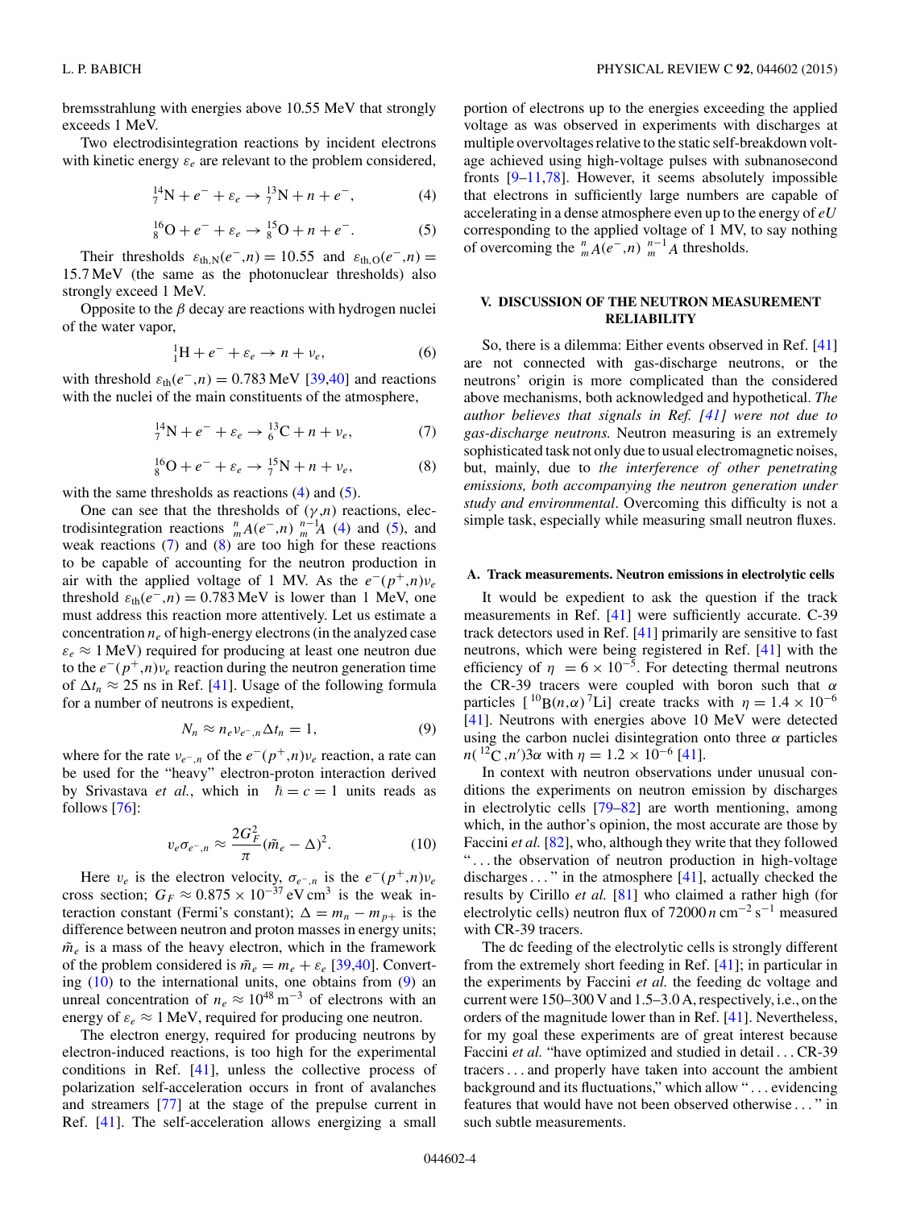bremsstrahlung with energies above 10.55 MeV that strongly exceeds 1 MeV.

Two electrodisintegration reactions by incident electrons with kinetic energy $\varepsilon_e$ are relevant to the problem considered,

$$ {}^{14}_{7}\mathrm{N} + e^- + \varepsilon_e \rightarrow {}^{13}_{7}\mathrm{N} + n + e^-, \tag{4} $$

$$ {}^{16}_{8}\mathrm{O} + e^- + \varepsilon_e \rightarrow {}^{15}_{8}\mathrm{O} + n + e^-. \tag{5} $$

Their thresholds $\varepsilon_{\mathrm{th,N}}(e^-,n) = 10.55$ and $\varepsilon_{\mathrm{th,O}}(e^-,n) = 15.7\,\mathrm{MeV}$ (the same as the photonuclear thresholds) also strongly exceed 1 MeV.

Opposite to the $\beta$ decay are reactions with hydrogen nuclei of the water vapor,

$$ {}^{1}_{1}\mathrm{H} + e^- + \varepsilon_e \rightarrow n + \nu_e, \tag{6} $$

with threshold $\varepsilon_{\mathrm{th}}(e^-,n) = 0.783\,\mathrm{MeV}$ [39,40] and reactions with the nuclei of the main constituents of the atmosphere,

$$ {}^{14}_{7}\mathrm{N} + e^- + \varepsilon_e \rightarrow {}^{13}_{6}\mathrm{C} + n + \nu_e, \tag{7} $$

$$ {}^{16}_{8}\mathrm{O} + e^- + \varepsilon_e \rightarrow {}^{15}_{7}\mathrm{N} + n + \nu_e, \tag{8} $$

with the same thresholds as reactions (4) and (5).

One can see that the thresholds of $(\gamma,n)$ reactions, electrodisintegration reactions ${}^{n}_{m}A(e^-,n)\,{}^{n-1}_{m}A$ (4) and (5), and weak reactions (7) and (8) are too high for these reactions to be capable of accounting for the neutron production in air with the applied voltage of 1 MV. As the $e^-(p^+,n)\nu_e$ threshold $\varepsilon_{\mathrm{th}}(e^-,n) = 0.783\,\mathrm{MeV}$ is lower than 1 MeV, one must address this reaction more attentively. Let us estimate a concentration $n_e$ of high-energy electrons (in the analyzed case $\varepsilon_e \approx 1\,\mathrm{MeV}$) required for producing at least one neutron due to the $e^-(p^+,n)\nu_e$ reaction during the neutron generation time of $\Delta t_n \approx 25$ ns in Ref. [41]. Usage of the following formula for a number of neutrons is expedient,

$$ N_n \approx n_e \nu_{e^-,n} \Delta t_n = 1, \tag{9} $$

where for the rate $\nu_{e^-,n}$ of the $e^-(p^+,n)\nu_e$ reaction, a rate can be used for the "heavy" electron-proton interaction derived by Srivastava *et al.*, which in $\hbar = c = 1$ units reads as follows [76]:

$$ v_e \sigma_{e^-,n} \approx \frac{2G_F^2}{\pi}(\tilde{m}_e - \Delta)^2. \tag{10} $$

Here $v_e$ is the electron velocity, $\sigma_{e^-,n}$ is the $e^-(p^+,n)\nu_e$ cross section; $G_F \approx 0.875 \times 10^{-37}\,\mathrm{eV\,cm^3}$ is the weak interaction constant (Fermi's constant); $\Delta = m_n - m_{p+}$ is the difference between neutron and proton masses in energy units; $\tilde{m}_e$ is a mass of the heavy electron, which in the framework of the problem considered is $\tilde{m}_e = m_e + \varepsilon_e$ [39,40]. Converting (10) to the international units, one obtains from (9) an unreal concentration of $n_e \approx 10^{48}\,\mathrm{m^{-3}}$ of electrons with an energy of $\varepsilon_e \approx 1\,\mathrm{MeV}$, required for producing one neutron.

The electron energy, required for producing neutrons by electron-induced reactions, is too high for the experimental conditions in Ref. [41], unless the collective process of polarization self-acceleration occurs in front of avalanches and streamers [77] at the stage of the prepulse current in Ref. [41]. The self-acceleration allows energizing a small portion of electrons up to the energies exceeding the applied voltage as was observed in experiments with discharges at multiple overvoltages relative to the static self-breakdown voltage achieved using high-voltage pulses with subnanosecond fronts [9–11,78]. However, it seems absolutely impossible that electrons in sufficiently large numbers are capable of accelerating in a dense atmosphere even up to the energy of $eU$ corresponding to the applied voltage of 1 MV, to say nothing of overcoming the ${}^{n}_{m}A(e^-,n)\,{}^{n-1}_{m}A$ thresholds.

## V. DISCUSSION OF THE NEUTRON MEASUREMENT RELIABILITY

So, there is a dilemma: Either events observed in Ref. [41] are not connected with gas-discharge neutrons, or the neutrons' origin is more complicated than the considered above mechanisms, both acknowledged and hypothetical. *The author believes that signals in Ref. [41] were not due to gas-discharge neutrons.* Neutron measuring is an extremely sophisticated task not only due to usual electromagnetic noises, but, mainly, due to *the interference of other penetrating emissions, both accompanying the neutron generation under study and environmental*. Overcoming this difficulty is not a simple task, especially while measuring small neutron fluxes.

### A. Track measurements. Neutron emissions in electrolytic cells

It would be expedient to ask the question if the track measurements in Ref. [41] were sufficiently accurate. C-39 track detectors used in Ref. [41] primarily are sensitive to fast neutrons, which were being registered in Ref. [41] with the efficiency of $\eta = 6 \times 10^{-5}$. For detecting thermal neutrons the CR-39 tracers were coupled with boron such that $\alpha$ particles $[{}^{10}\mathrm{B}(n,\alpha)\,{}^{7}\mathrm{Li}]$ create tracks with $\eta = 1.4 \times 10^{-6}$ [41]. Neutrons with energies above 10 MeV were detected using the carbon nuclei disintegration onto three $\alpha$ particles $n({}^{12}\mathrm{C},n')3\alpha$ with $\eta = 1.2 \times 10^{-6}$ [41].

In context with neutron observations under unusual conditions the experiments on neutron emission by discharges in electrolytic cells [79–82] are worth mentioning, among which, in the author's opinion, the most accurate are those by Faccini *et al.* [82], who, although they write that they followed "…the observation of neutron production in high-voltage discharges…" in the atmosphere [41], actually checked the results by Cirillo *et al.* [81] who claimed a rather high (for electrolytic cells) neutron flux of $72000\,n\,\mathrm{cm^{-2}\,s^{-1}}$ measured with CR-39 tracers.

The dc feeding of the electrolytic cells is strongly different from the extremely short feeding in Ref. [41]; in particular in the experiments by Faccini *et al.* the feeding dc voltage and current were 150–300 V and 1.5–3.0 A, respectively, i.e., on the orders of the magnitude lower than in Ref. [41]. Nevertheless, for my goal these experiments are of great interest because Faccini *et al.* "have optimized and studied in detail … CR-39 tracers … and properly have taken into account the ambient background and its fluctuations," which allow "… evidencing features that would have not been observed otherwise … " in such subtle measurements.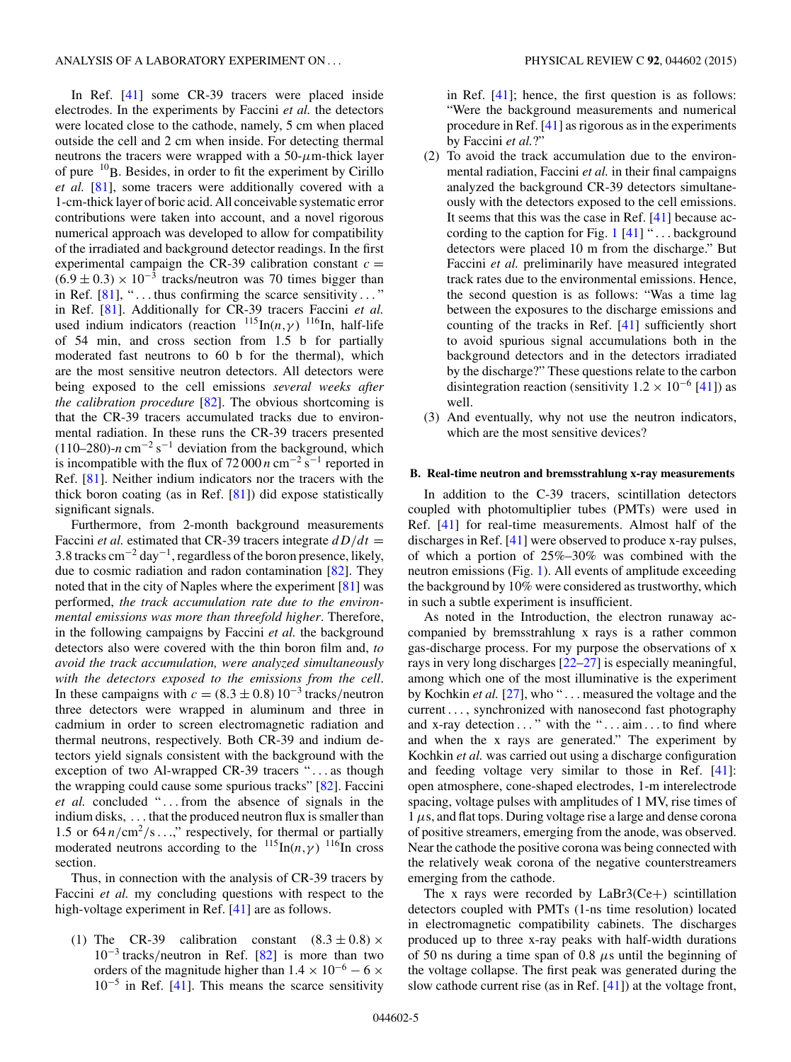In Ref. [41] some CR-39 tracers were placed inside electrodes. In the experiments by Faccini *et al.* the detectors were located close to the cathode, namely, 5 cm when placed outside the cell and 2 cm when inside. For detecting thermal neutrons the tracers were wrapped with a 50-$\mu$m-thick layer of pure $^{10}$B. Besides, in order to fit the experiment by Cirillo *et al.* [81], some tracers were additionally covered with a 1-cm-thick layer of boric acid. All conceivable systematic error contributions were taken into account, and a novel rigorous numerical approach was developed to allow for compatibility of the irradiated and background detector readings. In the first experimental campaign the CR-39 calibration constant $c = (6.9 \pm 0.3) \times 10^{-3}$ tracks/neutron was 70 times bigger than in Ref. [81], "... thus confirming the scarce sensitivity ..." in Ref. [81]. Additionally for CR-39 tracers Faccini *et al.* used indium indicators (reaction $^{115}\text{In}(n,\gamma)\ ^{116}\text{In}$, half-life of 54 min, and cross section from 1.5 b for partially moderated fast neutrons to 60 b for the thermal), which are the most sensitive neutron detectors. All detectors were being exposed to the cell emissions *several weeks after the calibration procedure* [82]. The obvious shortcoming is that the CR-39 tracers accumulated tracks due to environmental radiation. In these runs the CR-39 tracers presented (110–280)-$n\,\text{cm}^{-2}\,\text{s}^{-1}$ deviation from the background, which is incompatible with the flux of $72\,000\,n\,\text{cm}^{-2}\,\text{s}^{-1}$ reported in Ref. [81]. Neither indium indicators nor the tracers with the thick boron coating (as in Ref. [81]) did expose statistically significant signals.

Furthermore, from 2-month background measurements Faccini *et al.* estimated that CR-39 tracers integrate $dD/dt = 3.8\ \text{tracks}\,\text{cm}^{-2}\,\text{day}^{-1}$, regardless of the boron presence, likely, due to cosmic radiation and radon contamination [82]. They noted that in the city of Naples where the experiment [81] was performed, *the track accumulation rate due to the environmental emissions was more than threefold higher*. Therefore, in the following campaigns by Faccini *et al.* the background detectors also were covered with the thin boron film and, *to avoid the track accumulation, were analyzed simultaneously with the detectors exposed to the emissions from the cell*. In these campaigns with $c = (8.3 \pm 0.8)\,10^{-3}$ tracks/neutron three detectors were wrapped in aluminum and three in cadmium in order to screen electromagnetic radiation and thermal neutrons, respectively. Both CR-39 and indium detectors yield signals consistent with the background with the exception of two Al-wrapped CR-39 tracers "... as though the wrapping could cause some spurious tracks" [82]. Faccini *et al.* concluded "... from the absence of signals in the indium disks, ... that the produced neutron flux is smaller than 1.5 or $64\,n/\text{cm}^2/\text{s}$ ...," respectively, for thermal or partially moderated neutrons according to the $^{115}\text{In}(n,\gamma)\ ^{116}\text{In}$ cross section.

Thus, in connection with the analysis of CR-39 tracers by Faccini *et al.* my concluding questions with respect to the high-voltage experiment in Ref. [41] are as follows.

(1) The CR-39 calibration constant $(8.3 \pm 0.8) \times 10^{-3}$ tracks/neutron in Ref. [82] is more than two orders of the magnitude higher than $1.4 \times 10^{-6} - 6 \times 10^{-5}$ in Ref. [41]. This means the scarce sensitivity in Ref. [41]; hence, the first question is as follows: "Were the background measurements and numerical procedure in Ref. [41] as rigorous as in the experiments by Faccini *et al.*?"

(2) To avoid the track accumulation due to the environmental radiation, Faccini *et al.* in their final campaigns analyzed the background CR-39 detectors simultaneously with the detectors exposed to the cell emissions. It seems that this was the case in Ref. [41] because according to the caption for Fig. 1 [41] "... background detectors were placed 10 m from the discharge." But Faccini *et al.* preliminarily have measured integrated track rates due to the environmental emissions. Hence, the second question is as follows: "Was a time lag between the exposures to the discharge emissions and counting of the tracks in Ref. [41] sufficiently short to avoid spurious signal accumulations both in the background detectors and in the detectors irradiated by the discharge?" These questions relate to the carbon disintegration reaction (sensitivity $1.2 \times 10^{-6}$ [41]) as well.

(3) And eventually, why not use the neutron indicators, which are the most sensitive devices?

### B. Real-time neutron and bremsstrahlung x-ray measurements

In addition to the C-39 tracers, scintillation detectors coupled with photomultiplier tubes (PMTs) were used in Ref. [41] for real-time measurements. Almost half of the discharges in Ref. [41] were observed to produce x-ray pulses, of which a portion of 25%–30% was combined with the neutron emissions (Fig. 1). All events of amplitude exceeding the background by 10% were considered as trustworthy, which in such a subtle experiment is insufficient.

As noted in the Introduction, the electron runaway accompanied by bremsstrahlung x rays is a rather common gas-discharge process. For my purpose the observations of x rays in very long discharges [22–27] is especially meaningful, among which one of the most illuminative is the experiment by Kochkin *et al.* [27], who "... measured the voltage and the current ..., synchronized with nanosecond fast photography and x-ray detection ..." with the "... aim ... to find where and when the x rays are generated." The experiment by Kochkin *et al.* was carried out using a discharge configuration and feeding voltage very similar to those in Ref. [41]: open atmosphere, cone-shaped electrodes, 1-m interelectrode spacing, voltage pulses with amplitudes of 1 MV, rise times of 1 $\mu$s, and flat tops. During voltage rise a large and dense corona of positive streamers, emerging from the anode, was observed. Near the cathode the positive corona was being connected with the relatively weak corona of the negative counterstreamers emerging from the cathode.

The x rays were recorded by LaBr3(Ce+) scintillation detectors coupled with PMTs (1-ns time resolution) located in electromagnetic compatibility cabinets. The discharges produced up to three x-ray peaks with half-width durations of 50 ns during a time span of 0.8 $\mu$s until the beginning of the voltage collapse. The first peak was generated during the slow cathode current rise (as in Ref. [41]) at the voltage front,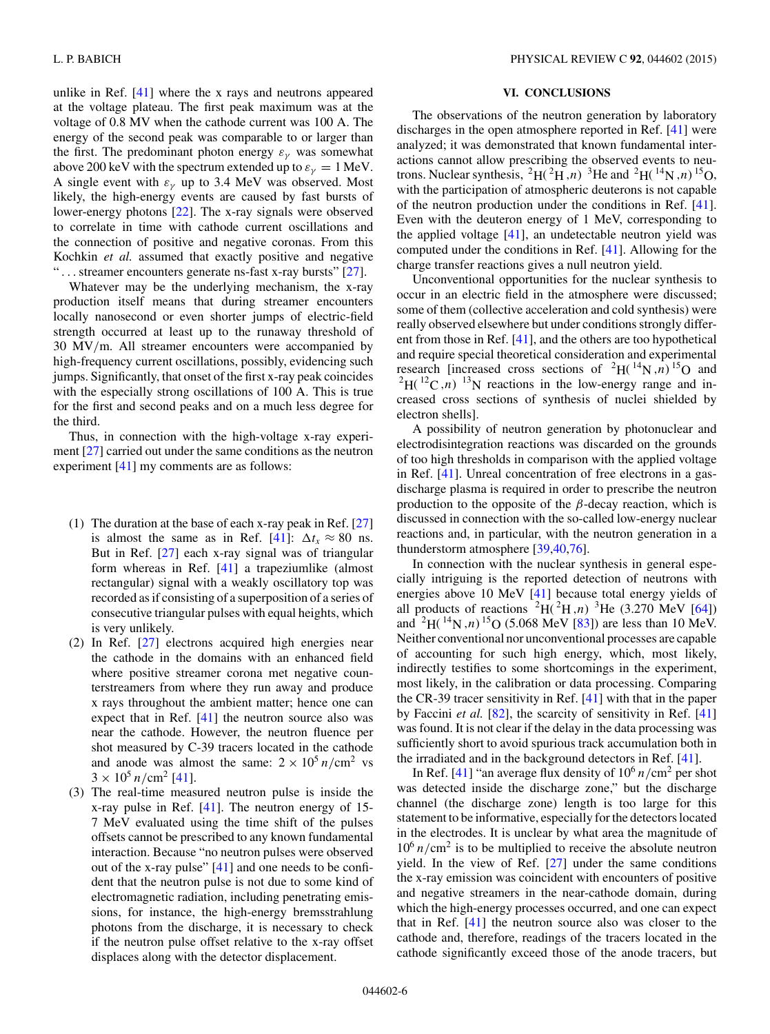unlike in Ref. [41] where the x rays and neutrons appeared at the voltage plateau. The first peak maximum was at the voltage of 0.8 MV when the cathode current was 100 A. The energy of the second peak was comparable to or larger than the first. The predominant photon energy $\varepsilon_\gamma$ was somewhat above 200 keV with the spectrum extended up to $\varepsilon_\gamma = 1$ MeV. A single event with $\varepsilon_\gamma$ up to 3.4 MeV was observed. Most likely, the high-energy events are caused by fast bursts of lower-energy photons [22]. The x-ray signals were observed to correlate in time with cathode current oscillations and the connection of positive and negative coronas. From this Kochkin *et al.* assumed that exactly positive and negative "... streamer encounters generate ns-fast x-ray bursts" [27].

Whatever may be the underlying mechanism, the x-ray production itself means that during streamer encounters locally nanosecond or even shorter jumps of electric-field strength occurred at least up to the runaway threshold of 30 MV/m. All streamer encounters were accompanied by high-frequency current oscillations, possibly, evidencing such jumps. Significantly, that onset of the first x-ray peak coincides with the especially strong oscillations of 100 A. This is true for the first and second peaks and on a much less degree for the third.

Thus, in connection with the high-voltage x-ray experiment [27] carried out under the same conditions as the neutron experiment [41] my comments are as follows:

1. The duration at the base of each x-ray peak in Ref. [27] is almost the same as in Ref. [41]: $\Delta t_x \approx 80$ ns. But in Ref. [27] each x-ray signal was of triangular form whereas in Ref. [41] a trapeziumlike (almost rectangular) signal with a weakly oscillatory top was recorded as if consisting of a superposition of a series of consecutive triangular pulses with equal heights, which is very unlikely.
2. In Ref. [27] electrons acquired high energies near the cathode in the domains with an enhanced field where positive streamer corona met negative counterstreamers from where they run away and produce x rays throughout the ambient matter; hence one can expect that in Ref. [41] the neutron source also was near the cathode. However, the neutron fluence per shot measured by C-39 tracers located in the cathode and anode was almost the same: $2 \times 10^5\, n/\text{cm}^2$ vs $3 \times 10^5\, n/\text{cm}^2$ [41].
3. The real-time measured neutron pulse is inside the x-ray pulse in Ref. [41]. The neutron energy of 15-7 MeV evaluated using the time shift of the pulses offsets cannot be prescribed to any known fundamental interaction. Because "no neutron pulses were observed out of the x-ray pulse" [41] and one needs to be confident that the neutron pulse is not due to some kind of electromagnetic radiation, including penetrating emissions, for instance, the high-energy bremsstrahlung photons from the discharge, it is necessary to check if the neutron pulse offset relative to the x-ray offset displaces along with the detector displacement.

## VI. CONCLUSIONS

The observations of the neutron generation by laboratory discharges in the open atmosphere reported in Ref. [41] were analyzed; it was demonstrated that known fundamental interactions cannot allow prescribing the observed events to neutrons. Nuclear synthesis, ${}^{2}\text{H}({}^{2}\text{H},n)\,{}^{3}\text{He}$ and ${}^{2}\text{H}({}^{14}\text{N},n)\,{}^{15}\text{O}$, with the participation of atmospheric deuterons is not capable of the neutron production under the conditions in Ref. [41]. Even with the deuteron energy of 1 MeV, corresponding to the applied voltage [41], an undetectable neutron yield was computed under the conditions in Ref. [41]. Allowing for the charge transfer reactions gives a null neutron yield.

Unconventional opportunities for the nuclear synthesis to occur in an electric field in the atmosphere were discussed; some of them (collective acceleration and cold synthesis) were really observed elsewhere but under conditions strongly different from those in Ref. [41], and the others are too hypothetical and require special theoretical consideration and experimental research [increased cross sections of ${}^{2}\text{H}({}^{14}\text{N},n)\,{}^{15}\text{O}$ and ${}^{2}\text{H}({}^{12}\text{C},n)\,{}^{13}\text{N}$ reactions in the low-energy range and increased cross sections of synthesis of nuclei shielded by electron shells].

A possibility of neutron generation by photonuclear and electrodisintegration reactions was discarded on the grounds of too high thresholds in comparison with the applied voltage in Ref. [41]. Unreal concentration of free electrons in a gas-discharge plasma is required in order to prescribe the neutron production to the opposite of the $\beta$-decay reaction, which is discussed in connection with the so-called low-energy nuclear reactions and, in particular, with the neutron generation in a thunderstorm atmosphere [39,40,76].

In connection with the nuclear synthesis in general especially intriguing is the reported detection of neutrons with energies above 10 MeV [41] because total energy yields of all products of reactions ${}^{2}\text{H}({}^{2}\text{H},n)\,{}^{3}\text{He}$ (3.270 MeV [64]) and ${}^{2}\text{H}({}^{14}\text{N},n)\,{}^{15}\text{O}$ (5.068 MeV [83]) are less than 10 MeV. Neither conventional nor unconventional processes are capable of accounting for such high energy, which, most likely, indirectly testifies to some shortcomings in the experiment, most likely, in the calibration or data processing. Comparing the CR-39 tracer sensitivity in Ref. [41] with that in the paper by Faccini *et al.* [82], the scarcity of sensitivity in Ref. [41] was found. It is not clear if the delay in the data processing was sufficiently short to avoid spurious track accumulation both in the irradiated and in the background detectors in Ref. [41].

In Ref. [41] "an average flux density of $10^6\, n/\text{cm}^2$ per shot was detected inside the discharge zone," but the discharge channel (the discharge zone) length is too large for this statement to be informative, especially for the detectors located in the electrodes. It is unclear by what area the magnitude of $10^6\, n/\text{cm}^2$ is to be multiplied to receive the absolute neutron yield. In the view of Ref. [27] under the same conditions the x-ray emission was coincident with encounters of positive and negative streamers in the near-cathode domain, during which the high-energy processes occurred, and one can expect that in Ref. [41] the neutron source also was closer to the cathode and, therefore, readings of the tracers located in the cathode significantly exceed those of the anode tracers, but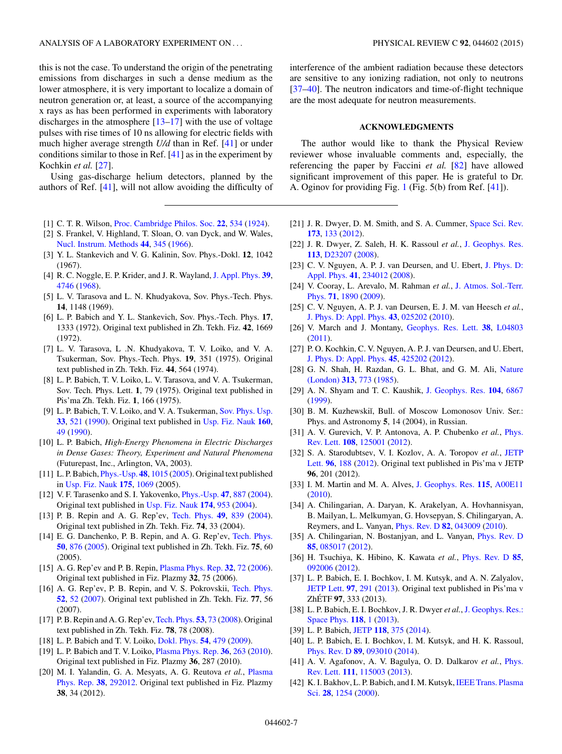this is not the case. To understand the origin of the penetrating emissions from discharges in such a dense medium as the lower atmosphere, it is very important to localize a domain of neutron generation or, at least, a source of the accompanying x rays as has been performed in experiments with laboratory discharges in the atmosphere [13–17] with the use of voltage pulses with rise times of 10 ns allowing for electric fields with much higher average strength *U/d* than in Ref. [41] or under conditions similar to those in Ref. [41] as in the experiment by Kochkin *et al.* [27].

Using gas-discharge helium detectors, planned by the authors of Ref. [41], will not allow avoiding the difficulty of interference of the ambient radiation because these detectors are sensitive to any ionizing radiation, not only to neutrons [37–40]. The neutron indicators and time-of-flight technique are the most adequate for neutron measurements.

## ACKNOWLEDGMENTS

The author would like to thank the Physical Review reviewer whose invaluable comments and, especially, the referencing the paper by Faccini *et al.* [82] have allowed significant improvement of this paper. He is grateful to Dr. A. Oginov for providing Fig. 1 (Fig. 5(b) from Ref. [41]).

---

[1] C. T. R. Wilson, Proc. Cambridge Philos. Soc. **22**, 534 (1924).

[2] S. Frankel, V. Highland, T. Sloan, O. van Dyck, and W. Wales, Nucl. Instrum. Methods **44**, 345 (1966).

[3] Y. L. Stankevich and V. G. Kalinin, Sov. Phys.-Dokl. **12**, 1042 (1967).

[4] R. C. Noggle, E. P. Krider, and J. R. Wayland, J. Appl. Phys. **39**, 4746 (1968).

[5] L. V. Tarasova and L. N. Khudyakova, Sov. Phys.-Tech. Phys. **14**, 1148 (1969).

[6] L. P. Babich and Y. L. Stankevich, Sov. Phys.-Tech. Phys. **17**, 1333 (1972). Original text published in Zh. Tekh. Fiz. **42**, 1669 (1972).

[7] L. V. Tarasova, L .N. Khudyakova, T. V. Loiko, and V. A. Tsukerman, Sov. Phys.-Tech. Phys. **19**, 351 (1975). Original text published in Zh. Tekh. Fiz. **44**, 564 (1974).

[8] L. P. Babich, T. V. Loiko, L. V. Tarasova, and V. A. Tsukerman, Sov. Tech. Phys. Lett. **1**, 79 (1975). Original text published in Pis'ma Zh. Tekh. Fiz. **1**, 166 (1975).

[9] L. P. Babich, T. V. Loiko, and V. A. Tsukerman, Sov. Phys. Usp. **33**, 521 (1990). Original text published in Usp. Fiz. Nauk **160**, 49 (1990).

[10] L. P. Babich, *High-Energy Phenomena in Electric Discharges in Dense Gases: Theory, Experiment and Natural Phenomena* (Futurepast, Inc., Arlington, VA, 2003).

[11] L. P. Babich, Phys.-Usp. **48**, 1015 (2005). Original text published in Usp. Fiz. Nauk **175**, 1069 (2005).

[12] V. F. Tarasenko and S. I. Yakovenko, Phys.-Usp. **47**, 887 (2004). Original text published in Usp. Fiz. Nauk **174**, 953 (2004).

[13] P. B. Repin and A. G. Rep'ev, Tech. Phys. **49**, 839 (2004). Original text published in Zh. Tekh. Fiz. **74**, 33 (2004).

[14] E. G. Danchenko, P. B. Repin, and A. G. Rep'ev, Tech. Phys. **50**, 876 (2005). Original text published in Zh. Tekh. Fiz. **75**, 60 (2005).

[15] A. G. Rep'ev and P. B. Repin, Plasma Phys. Rep. **32**, 72 (2006). Original text published in Fiz. Plazmy **32**, 75 (2006).

[16] A. G. Rep'ev, P. B. Repin, and V. S. Pokrovskii, Tech. Phys. **52**, 52 (2007). Original text published in Zh. Tekh. Fiz. **77**, 56 (2007).

[17] P. B. Repin and A. G. Rep'ev, Tech. Phys. **53**, 73 (2008). Original text published in Zh. Tekh. Fiz. **78**, 78 (2008).

[18] L. P. Babich and T. V. Loiko, Dokl. Phys. **54**, 479 (2009).

[19] L. P. Babich and T. V. Loiko, Plasma Phys. Rep. **36**, 263 (2010). Original text published in Fiz. Plazmy **36**, 287 (2010).

[20] M. I. Yalandin, G. A. Mesyats, A. G. Reutova *et al.*, Plasma Phys. Rep. **38**, 292012. Original text published in Fiz. Plazmy **38**, 34 (2012).

[21] J. R. Dwyer, D. M. Smith, and S. A. Cummer, Space Sci. Rev. **173**, 133 (2012).

[22] J. R. Dwyer, Z. Saleh, H. K. Rassoul *et al.*, J. Geophys. Res. **113**, D23207 (2008).

[23] C. V. Nguyen, A. P. J. van Deursen, and U. Ebert, J. Phys. D: Appl. Phys. **41**, 234012 (2008).

[24] V. Cooray, L. Arevalo, M. Rahman *et al.*, J. Atmos. Sol.-Terr. Phys. **71**, 1890 (2009).

[25] C. V. Nguyen, A. P. J. van Deursen, E. J. M. van Heesch *et al.*, J. Phys. D: Appl. Phys. **43**, 025202 (2010).

[26] V. March and J. Montany, Geophys. Res. Lett. **38**, L04803 (2011).

[27] P. O. Kochkin, C. V. Nguyen, A. P. J. van Deursen, and U. Ebert, J. Phys. D: Appl. Phys. **45**, 425202 (2012).

[28] G. N. Shah, H. Razdan, G. L. Bhat, and G. M. Ali, Nature (London) **313**, 773 (1985).

[29] A. N. Shyam and T. C. Kaushik, J. Geophys. Res. **104**, 6867 (1999).

[30] B. M. Kuzhewskiĭ, Bull. of Moscow Lomonosov Univ. Ser.: Phys. and Astronomy **5**, 14 (2004), in Russian.

[31] A. V. Gurevich, V. P. Antonova, A. P. Chubenko *et al.*, Phys. Rev. Lett. **108**, 125001 (2012).

[32] S. A. Starodubtsev, V. I. Kozlov, A. A. Toropov *et al.*, JETP Lett. **96**, 188 (2012). Original text published in Pis'ma v JETP **96**, 201 (2012).

[33] I. M. Martin and M. A. Alves, J. Geophys. Res. **115**, A00E11 (2010).

[34] A. Chilingarian, A. Daryan, K. Arakelyan, A. Hovhannisyan, B. Mailyan, L. Melkumyan, G. Hovsepyan, S. Chilingaryan, A. Reymers, and L. Vanyan, Phys. Rev. D **82**, 043009 (2010).

[35] A. Chilingarian, N. Bostanjyan, and L. Vanyan, Phys. Rev. D **85**, 085017 (2012).

[36] H. Tsuchiya, K. Hibino, K. Kawata *et al.*, Phys. Rev. D **85**, 092006 (2012).

[37] L. P. Babich, E. I. Bochkov, I. M. Kutsyk, and A. N. Zalyalov, JETP Lett. **97**, 291 (2013). Original text published in Pis'ma v ZhÉTF **97**, 333 (2013).

[38] L. P. Babich, E. I. Bochkov, J. R. Dwyer *et al.*, J. Geophys. Res.: Space Phys. **118**, 1 (2013).

[39] L. P. Babich, JETP **118**, 375 (2014).

[40] L. P. Babich, E. I. Bochkov, I. M. Kutsyk, and H. K. Rassoul, Phys. Rev. D **89**, 093010 (2014).

[41] A. V. Agafonov, A. V. Bagulya, O. D. Dalkarov *et al.*, Phys. Rev. Lett. **111**, 115003 (2013).

[42] K. I. Bakhov, L. P. Babich, and I. M. Kutsyk, IEEE Trans. Plasma Sci. **28**, 1254 (2000).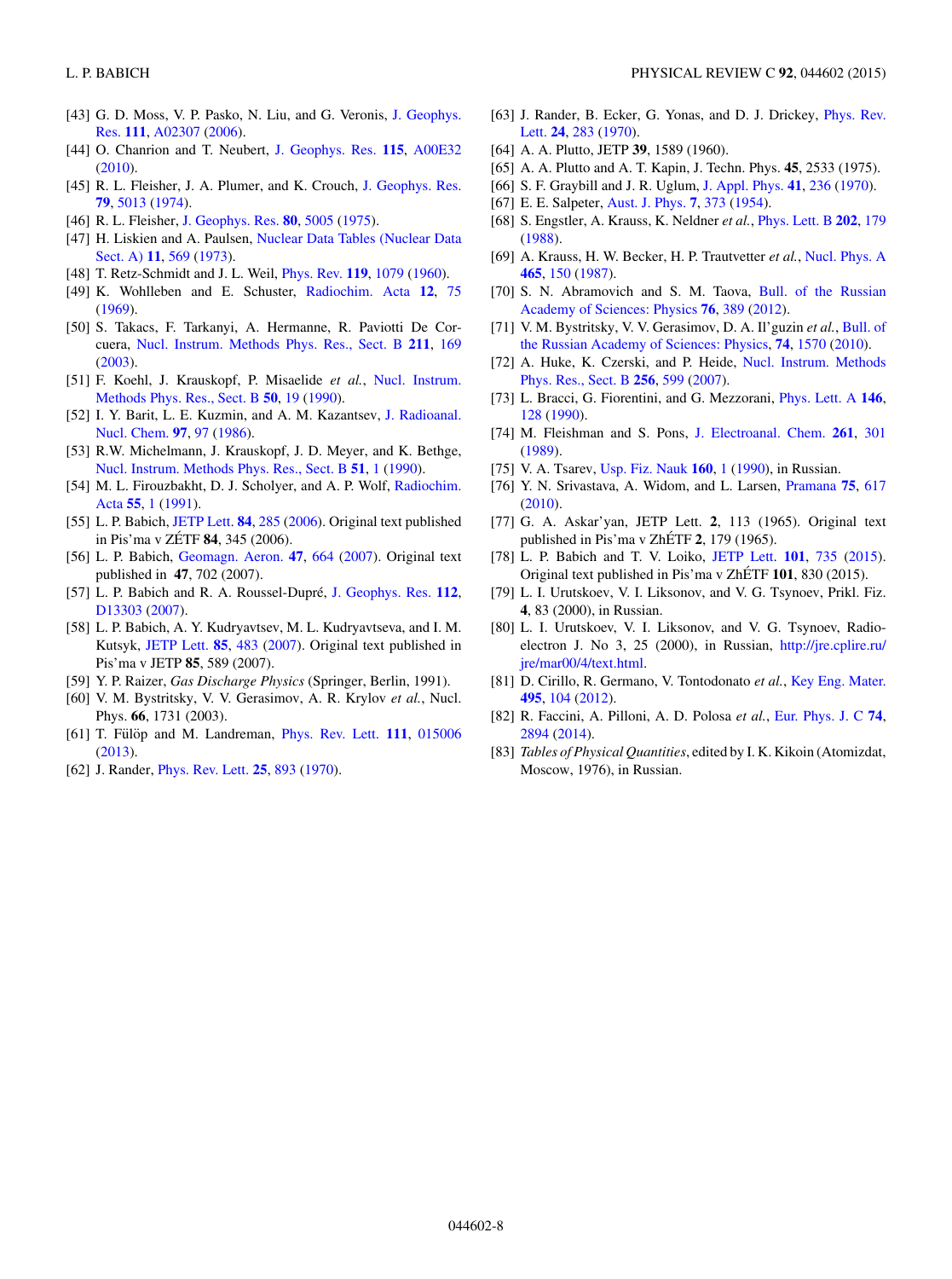[43] G. D. Moss, V. P. Pasko, N. Liu, and G. Veronis, J. Geophys. Res. **111**, A02307 (2006).

[44] O. Chanrion and T. Neubert, J. Geophys. Res. **115**, A00E32 (2010).

[45] R. L. Fleisher, J. A. Plumer, and K. Crouch, J. Geophys. Res. **79**, 5013 (1974).

[46] R. L. Fleisher, J. Geophys. Res. **80**, 5005 (1975).

[47] H. Liskien and A. Paulsen, Nuclear Data Tables (Nuclear Data Sect. A) **11**, 569 (1973).

[48] T. Retz-Schmidt and J. L. Weil, Phys. Rev. **119**, 1079 (1960).

[49] K. Wohlleben and E. Schuster, Radiochim. Acta **12**, 75 (1969).

[50] S. Takacs, F. Tarkanyi, A. Hermanne, R. Paviotti De Corcuera, Nucl. Instrum. Methods Phys. Res., Sect. B **211**, 169 (2003).

[51] F. Koehl, J. Krauskopf, P. Misaelide *et al.*, Nucl. Instrum. Methods Phys. Res., Sect. B **50**, 19 (1990).

[52] I. Y. Barit, L. E. Kuzmin, and A. M. Kazantsev, J. Radioanal. Nucl. Chem. **97**, 97 (1986).

[53] R.W. Michelmann, J. Krauskopf, J. D. Meyer, and K. Bethge, Nucl. Instrum. Methods Phys. Res., Sect. B **51**, 1 (1990).

[54] M. L. Firouzbakht, D. J. Scholyer, and A. P. Wolf, Radiochim. Acta **55**, 1 (1991).

[55] L. P. Babich, JETP Lett. **84**, 285 (2006). Original text published in Pis'ma v ZÉTF **84**, 345 (2006).

[56] L. P. Babich, Geomagn. Aeron. **47**, 664 (2007). Original text published in **47**, 702 (2007).

[57] L. P. Babich and R. A. Roussel-Dupré, J. Geophys. Res. **112**, D13303 (2007).

[58] L. P. Babich, A. Y. Kudryavtsev, M. L. Kudryavtseva, and I. M. Kutsyk, JETP Lett. **85**, 483 (2007). Original text published in Pis'ma v JETP **85**, 589 (2007).

[59] Y. P. Raizer, *Gas Discharge Physics* (Springer, Berlin, 1991).

[60] V. M. Bystritsky, V. V. Gerasimov, A. R. Krylov *et al.*, Nucl. Phys. **66**, 1731 (2003).

[61] T. Fülöp and M. Landreman, Phys. Rev. Lett. **111**, 015006 (2013).

[62] J. Rander, Phys. Rev. Lett. **25**, 893 (1970).

[63] J. Rander, B. Ecker, G. Yonas, and D. J. Drickey, Phys. Rev. Lett. **24**, 283 (1970).

[64] A. A. Plutto, JETP **39**, 1589 (1960).

[65] A. A. Plutto and A. T. Kapin, J. Techn. Phys. **45**, 2533 (1975).

[66] S. F. Graybill and J. R. Uglum, J. Appl. Phys. **41**, 236 (1970).

[67] E. E. Salpeter, Aust. J. Phys. **7**, 373 (1954).

[68] S. Engstler, A. Krauss, K. Neldner *et al.*, Phys. Lett. B **202**, 179 (1988).

[69] A. Krauss, H. W. Becker, H. P. Trautvetter *et al.*, Nucl. Phys. A **465**, 150 (1987).

[70] S. N. Abramovich and S. M. Taova, Bull. of the Russian Academy of Sciences: Physics **76**, 389 (2012).

[71] V. M. Bystritsky, V. V. Gerasimov, D. A. Il'guzin *et al.*, Bull. of the Russian Academy of Sciences: Physics, **74**, 1570 (2010).

[72] A. Huke, K. Czerski, and P. Heide, Nucl. Instrum. Methods Phys. Res., Sect. B **256**, 599 (2007).

[73] L. Bracci, G. Fiorentini, and G. Mezzorani, Phys. Lett. A **146**, 128 (1990).

[74] M. Fleishman and S. Pons, J. Electroanal. Chem. **261**, 301 (1989).

[75] V. A. Tsarev, Usp. Fiz. Nauk **160**, 1 (1990), in Russian.

[76] Y. N. Srivastava, A. Widom, and L. Larsen, Pramana **75**, 617 (2010).

[77] G. A. Askar'yan, JETP Lett. **2**, 113 (1965). Original text published in Pis'ma v ZhÉTF **2**, 179 (1965).

[78] L. P. Babich and T. V. Loiko, JETP Lett. **101**, 735 (2015). Original text published in Pis'ma v ZhÉTF **101**, 830 (2015).

[79] L. I. Urutskoev, V. I. Liksonov, and V. G. Tsynoev, Prikl. Fiz. **4**, 83 (2000), in Russian.

[80] L. I. Urutskoev, V. I. Liksonov, and V. G. Tsynoev, Radioelectron J. No 3, 25 (2000), in Russian, http://jre.cplire.ru/jre/mar00/4/text.html.

[81] D. Cirillo, R. Germano, V. Tontodonato *et al.*, Key Eng. Mater. **495**, 104 (2012).

[82] R. Faccini, A. Pilloni, A. D. Polosa *et al.*, Eur. Phys. J. C **74**, 2894 (2014).

[83] *Tables of Physical Quantities*, edited by I. K. Kikoin (Atomizdat, Moscow, 1976), in Russian.